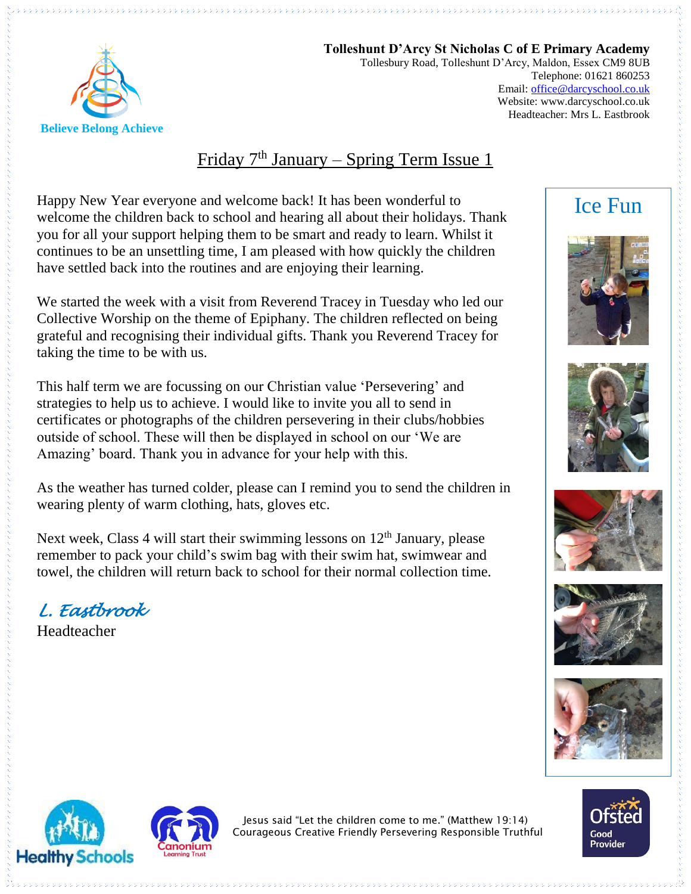**Tolleshunt D'Arcy St Nicholas C of E Primary Academy**
Tollesbury Road, Tolleshunt D'Arcy, Maldon, Essex CM9 8UB
Telephone: 01621 860253
Email: office@darcyschool.co.uk
Website: www.darcyschool.co.uk
Headteacher: Mrs L. Eastbrook

Believe Belong Achieve

# Friday 7th January – Spring Term Issue 1

Happy New Year everyone and welcome back! It has been wonderful to welcome the children back to school and hearing all about their holidays. Thank you for all your support helping them to be smart and ready to learn. Whilst it continues to be an unsettling time, I am pleased with how quickly the children have settled back into the routines and are enjoying their learning.

We started the week with a visit from Reverend Tracey in Tuesday who led our Collective Worship on the theme of Epiphany. The children reflected on being grateful and recognising their individual gifts. Thank you Reverend Tracey for taking the time to be with us.

This half term we are focussing on our Christian value 'Persevering' and strategies to help us to achieve. I would like to invite you all to send in certificates or photographs of the children persevering in their clubs/hobbies outside of school. These will then be displayed in school on our 'We are Amazing' board. Thank you in advance for your help with this.

As the weather has turned colder, please can I remind you to send the children in wearing plenty of warm clothing, hats, gloves etc.

Next week, Class 4 will start their swimming lessons on 12th January, please remember to pack your child's swim bag with their swim hat, swimwear and towel, the children will return back to school for their normal collection time.

*L. Eastbrook*
Headteacher

## Ice Fun

Jesus said "Let the children come to me." (Matthew 19:14)
Courageous Creative Friendly Persevering Responsible Truthful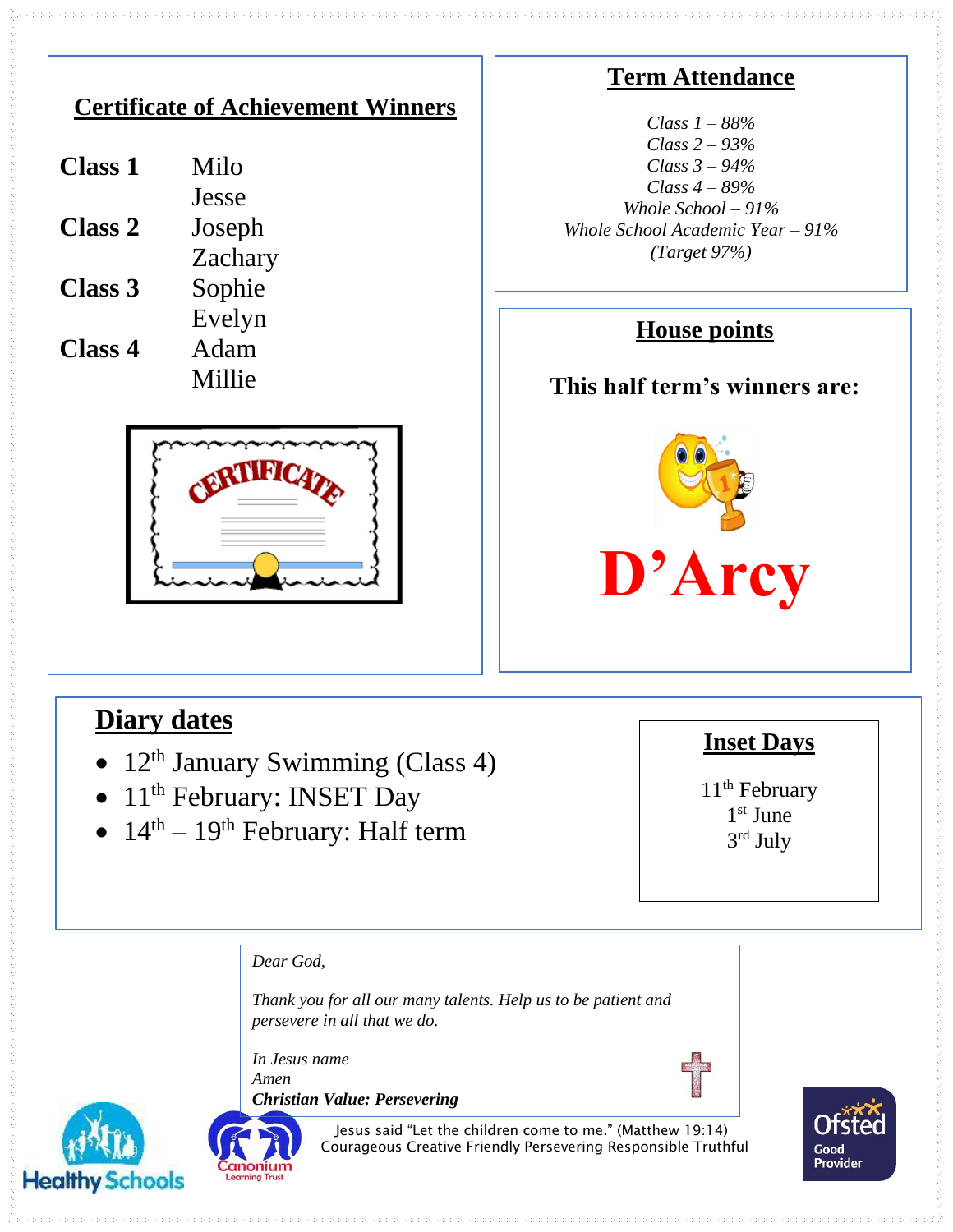## Certificate of Achievement Winners

| | |
|---|---|
| **Class 1** | Milo |
| | Jesse |
| **Class 2** | Joseph |
| | Zachary |
| **Class 3** | Sophie |
| | Evelyn |
| **Class 4** | Adam |
| | Millie |

## Term Attendance

*Class 1 – 88%*
*Class 2 – 93%*
*Class 3 – 94%*
*Class 4 – 89%*
*Whole School – 91%*
*Whole School Academic Year – 91%*
*(Target 97%)*

## House points

**This half term's winners are:**

**D'Arcy**

## Diary dates

- 12th January Swimming (Class 4)
- 11th February: INSET Day
- 14th – 19th February: Half term

### Inset Days

11th February
1st June
3rd July

*Dear God,*

*Thank you for all our many talents. Help us to be patient and persevere in all that we do.*

*In Jesus name*
*Amen*
***Christian Value: Persevering***

Jesus said "Let the children come to me." (Matthew 19:14)
Courageous Creative Friendly Persevering Responsible Truthful

Healthy Schools

Canonium Learning Trust

Ofsted Good Provider